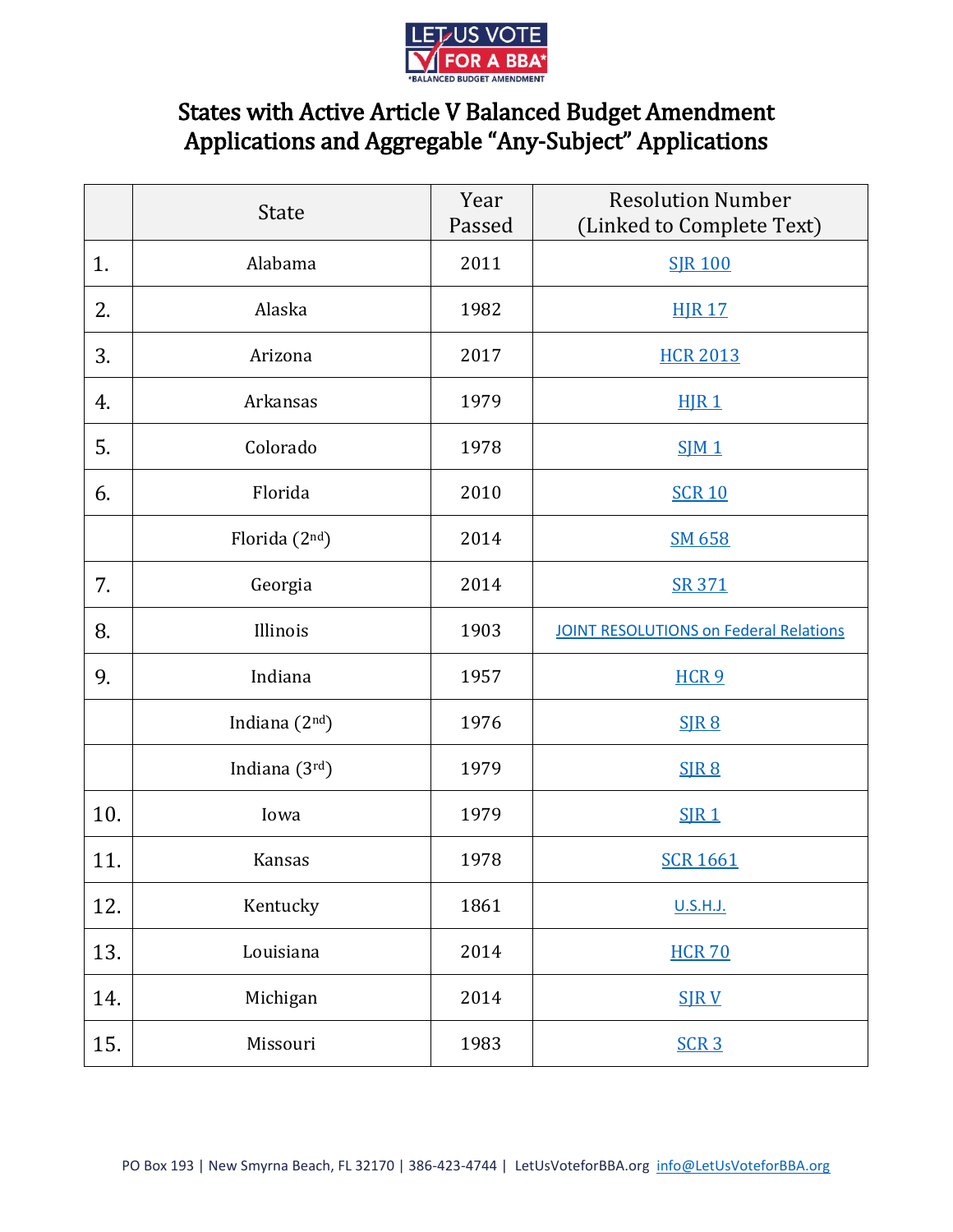LET US VOTE FOR A BBA*
*BALANCED BUDGET AMENDMENT

# States with Active Article V Balanced Budget Amendment Applications and Aggregable "Any-Subject" Applications

| | State | Year Passed | Resolution Number (Linked to Complete Text) |
|---|---|---|---|
| 1. | Alabama | 2011 | SJR 100 |
| 2. | Alaska | 1982 | HJR 17 |
| 3. | Arizona | 2017 | HCR 2013 |
| 4. | Arkansas | 1979 | HJR 1 |
| 5. | Colorado | 1978 | SJM 1 |
| 6. | Florida | 2010 | SCR 10 |
| | Florida (2nd) | 2014 | SM 658 |
| 7. | Georgia | 2014 | SR 371 |
| 8. | Illinois | 1903 | JOINT RESOLUTIONS on Federal Relations |
| 9. | Indiana | 1957 | HCR 9 |
| | Indiana (2nd) | 1976 | SJR 8 |
| | Indiana (3rd) | 1979 | SJR 8 |
| 10. | Iowa | 1979 | SJR 1 |
| 11. | Kansas | 1978 | SCR 1661 |
| 12. | Kentucky | 1861 | U.S.H.J. |
| 13. | Louisiana | 2014 | HCR 70 |
| 14. | Michigan | 2014 | SJR V |
| 15. | Missouri | 1983 | SCR 3 |

PO Box 193 | New Smyrna Beach, FL 32170 | 386-423-4744 | LetUsVoteforBBA.org info@LetUsVoteforBBA.org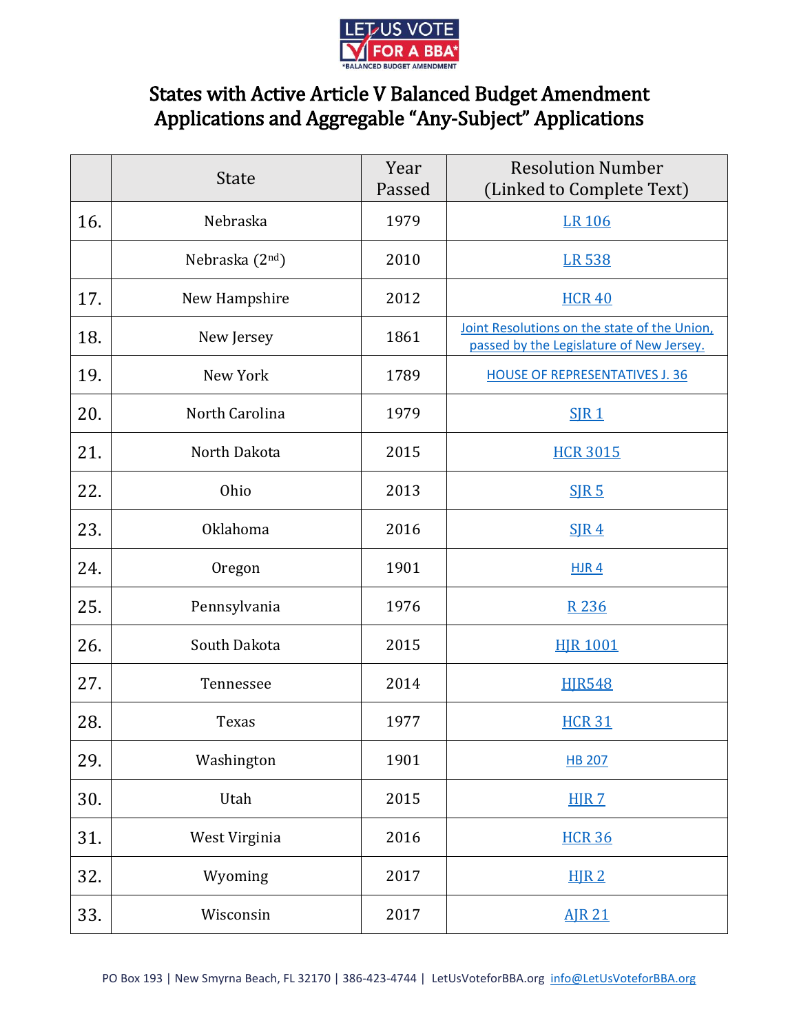LET US VOTE FOR A BBA*

*BALANCED BUDGET AMENDMENT

# States with Active Article V Balanced Budget Amendment Applications and Aggregable "Any-Subject" Applications

| | State | Year Passed | Resolution Number (Linked to Complete Text) |
|---|---|---|---|
| 16. | Nebraska | 1979 | LR 106 |
| | Nebraska (2nd) | 2010 | LR 538 |
| 17. | New Hampshire | 2012 | HCR 40 |
| 18. | New Jersey | 1861 | Joint Resolutions on the state of the Union, passed by the Legislature of New Jersey. |
| 19. | New York | 1789 | HOUSE OF REPRESENTATIVES J. 36 |
| 20. | North Carolina | 1979 | SJR 1 |
| 21. | North Dakota | 2015 | HCR 3015 |
| 22. | Ohio | 2013 | SJR 5 |
| 23. | Oklahoma | 2016 | SJR 4 |
| 24. | Oregon | 1901 | HJR 4 |
| 25. | Pennsylvania | 1976 | R 236 |
| 26. | South Dakota | 2015 | HJR 1001 |
| 27. | Tennessee | 2014 | HJR548 |
| 28. | Texas | 1977 | HCR 31 |
| 29. | Washington | 1901 | HB 207 |
| 30. | Utah | 2015 | HJR 7 |
| 31. | West Virginia | 2016 | HCR 36 |
| 32. | Wyoming | 2017 | HJR 2 |
| 33. | Wisconsin | 2017 | AJR 21 |

PO Box 193 | New Smyrna Beach, FL 32170 | 386-423-4744 | LetUsVoteforBBA.org info@LetUsVoteforBBA.org